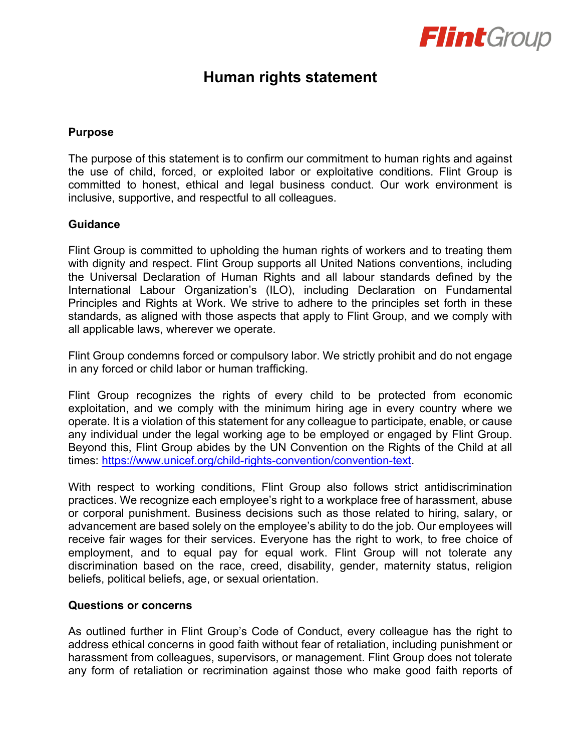# Human rights statement

## Purpose

The purpose of this statement is to confirm our commitment to human rights and against the use of child, forced, or exploited labor or exploitative conditions. Flint Group is committed to honest, ethical and legal business conduct. Our work environment is inclusive, supportive, and respectful to all colleagues.

## Guidance

Flint Group is committed to upholding the human rights of workers and to treating them with dignity and respect. Flint Group supports all United Nations conventions, including the Universal Declaration of Human Rights and all labour standards defined by the International Labour Organization's (ILO), including Declaration on Fundamental Principles and Rights at Work. We strive to adhere to the principles set forth in these standards, as aligned with those aspects that apply to Flint Group, and we comply with all applicable laws, wherever we operate.

Flint Group condemns forced or compulsory labor. We strictly prohibit and do not engage in any forced or child labor or human trafficking.

Flint Group recognizes the rights of every child to be protected from economic exploitation, and we comply with the minimum hiring age in every country where we operate. It is a violation of this statement for any colleague to participate, enable, or cause any individual under the legal working age to be employed or engaged by Flint Group. Beyond this, Flint Group abides by the UN Convention on the Rights of the Child at all times: https://www.unicef.org/child-rights-convention/convention-text.

With respect to working conditions, Flint Group also follows strict antidiscrimination practices. We recognize each employee's right to a workplace free of harassment, abuse or corporal punishment. Business decisions such as those related to hiring, salary, or advancement are based solely on the employee's ability to do the job. Our employees will receive fair wages for their services. Everyone has the right to work, to free choice of employment, and to equal pay for equal work. Flint Group will not tolerate any discrimination based on the race, creed, disability, gender, maternity status, religion beliefs, political beliefs, age, or sexual orientation.

## Questions or concerns

As outlined further in Flint Group's Code of Conduct, every colleague has the right to address ethical concerns in good faith without fear of retaliation, including punishment or harassment from colleagues, supervisors, or management. Flint Group does not tolerate any form of retaliation or recrimination against those who make good faith reports of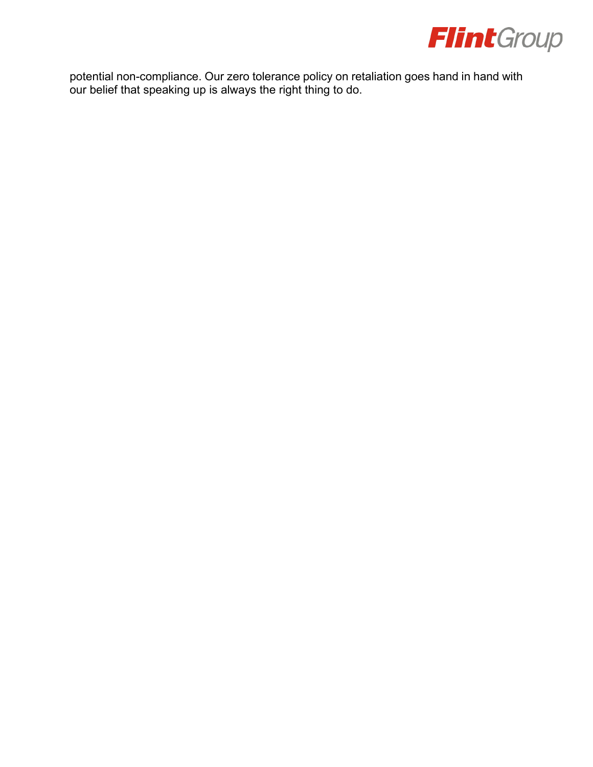potential non-compliance. Our zero tolerance policy on retaliation goes hand in hand with our belief that speaking up is always the right thing to do.